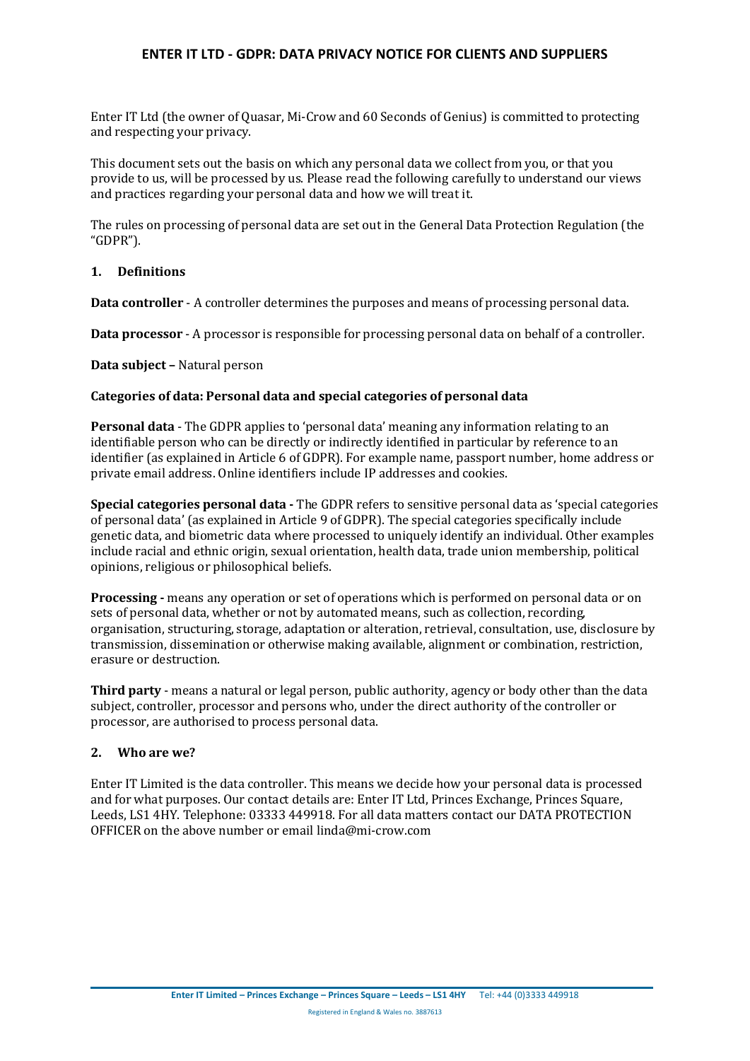# ENTER IT LTD - GDPR: DATA PRIVACY NOTICE FOR CLIENTS AND SUPPLIERS

Enter IT Ltd (the owner of Quasar, Mi-Crow and 60 Seconds of Genius) is committed to protecting and respecting your privacy.

This document sets out the basis on which any personal data we collect from you, or that you provide to us, will be processed by us. Please read the following carefully to understand our views and practices regarding your personal data and how we will treat it.

The rules on processing of personal data are set out in the General Data Protection Regulation (the "GDPR").

## 1. Definitions

**Data controller** - A controller determines the purposes and means of processing personal data.

**Data processor** - A processor is responsible for processing personal data on behalf of a controller.

**Data subject –** Natural person

**Categories of data: Personal data and special categories of personal data**

**Personal data** - The GDPR applies to 'personal data' meaning any information relating to an identifiable person who can be directly or indirectly identified in particular by reference to an identifier (as explained in Article 6 of GDPR). For example name, passport number, home address or private email address. Online identifiers include IP addresses and cookies.

**Special categories personal data -** The GDPR refers to sensitive personal data as 'special categories of personal data' (as explained in Article 9 of GDPR). The special categories specifically include genetic data, and biometric data where processed to uniquely identify an individual. Other examples include racial and ethnic origin, sexual orientation, health data, trade union membership, political opinions, religious or philosophical beliefs.

**Processing -** means any operation or set of operations which is performed on personal data or on sets of personal data, whether or not by automated means, such as collection, recording, organisation, structuring, storage, adaptation or alteration, retrieval, consultation, use, disclosure by transmission, dissemination or otherwise making available, alignment or combination, restriction, erasure or destruction.

**Third party** - means a natural or legal person, public authority, agency or body other than the data subject, controller, processor and persons who, under the direct authority of the controller or processor, are authorised to process personal data.

## 2. Who are we?

Enter IT Limited is the data controller. This means we decide how your personal data is processed and for what purposes. Our contact details are: Enter IT Ltd, Princes Exchange, Princes Square, Leeds, LS1 4HY. Telephone: 03333 449918. For all data matters contact our DATA PROTECTION OFFICER on the above number or email linda@mi-crow.com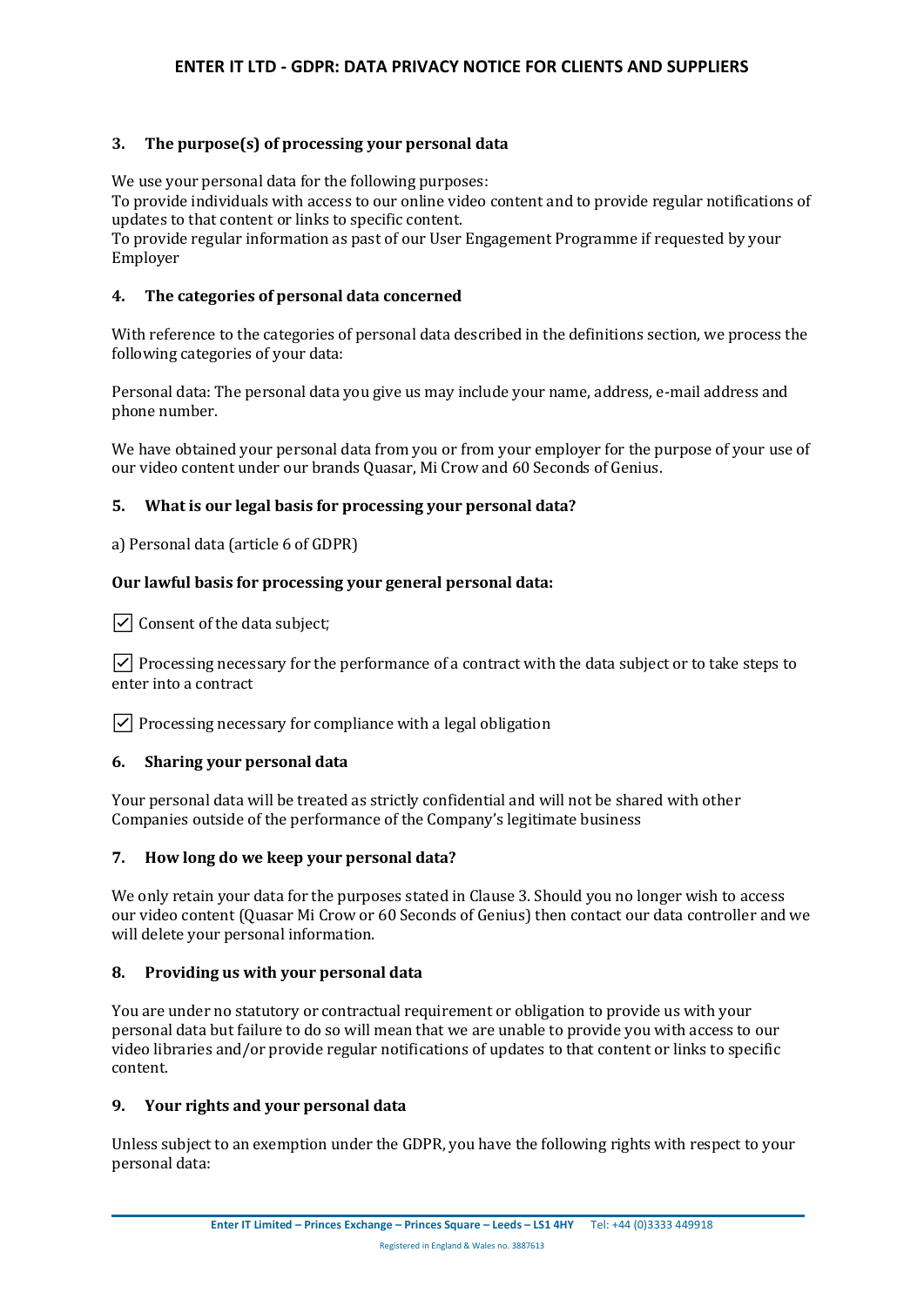### 3. The purpose(s) of processing your personal data

We use your personal data for the following purposes:
To provide individuals with access to our online video content and to provide regular notifications of updates to that content or links to specific content.
To provide regular information as past of our User Engagement Programme if requested by your Employer

### 4. The categories of personal data concerned

With reference to the categories of personal data described in the definitions section, we process the following categories of your data:

Personal data: The personal data you give us may include your name, address, e-mail address and phone number.

We have obtained your personal data from you or from your employer for the purpose of your use of our video content under our brands Quasar, Mi Crow and 60 Seconds of Genius.

### 5. What is our legal basis for processing your personal data?

a) Personal data (article 6 of GDPR)

**Our lawful basis for processing your general personal data:**

☑ Consent of the data subject;

☑ Processing necessary for the performance of a contract with the data subject or to take steps to enter into a contract

☑ Processing necessary for compliance with a legal obligation

### 6. Sharing your personal data

Your personal data will be treated as strictly confidential and will not be shared with other Companies outside of the performance of the Company's legitimate business

### 7. How long do we keep your personal data?

We only retain your data for the purposes stated in Clause 3. Should you no longer wish to access our video content (Quasar Mi Crow or 60 Seconds of Genius) then contact our data controller and we will delete your personal information.

### 8. Providing us with your personal data

You are under no statutory or contractual requirement or obligation to provide us with your personal data but failure to do so will mean that we are unable to provide you with access to our video libraries and/or provide regular notifications of updates to that content or links to specific content.

### 9. Your rights and your personal data

Unless subject to an exemption under the GDPR, you have the following rights with respect to your personal data: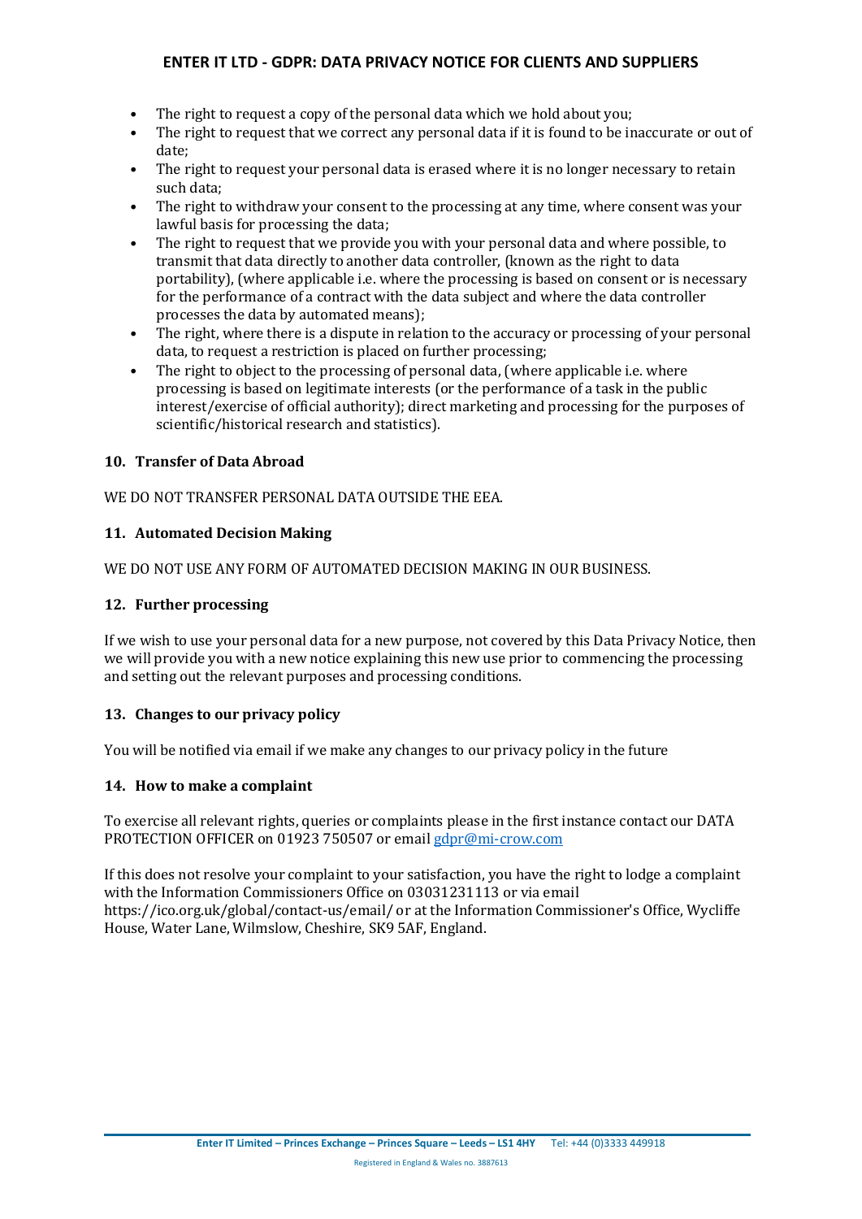- The right to request a copy of the personal data which we hold about you;
- The right to request that we correct any personal data if it is found to be inaccurate or out of date;
- The right to request your personal data is erased where it is no longer necessary to retain such data;
- The right to withdraw your consent to the processing at any time, where consent was your lawful basis for processing the data;
- The right to request that we provide you with your personal data and where possible, to transmit that data directly to another data controller, (known as the right to data portability), (where applicable i.e. where the processing is based on consent or is necessary for the performance of a contract with the data subject and where the data controller processes the data by automated means);
- The right, where there is a dispute in relation to the accuracy or processing of your personal data, to request a restriction is placed on further processing;
- The right to object to the processing of personal data, (where applicable i.e. where processing is based on legitimate interests (or the performance of a task in the public interest/exercise of official authority); direct marketing and processing for the purposes of scientific/historical research and statistics).

### 10. Transfer of Data Abroad

WE DO NOT TRANSFER PERSONAL DATA OUTSIDE THE EEA.

### 11. Automated Decision Making

WE DO NOT USE ANY FORM OF AUTOMATED DECISION MAKING IN OUR BUSINESS.

### 12. Further processing

If we wish to use your personal data for a new purpose, not covered by this Data Privacy Notice, then we will provide you with a new notice explaining this new use prior to commencing the processing and setting out the relevant purposes and processing conditions.

### 13. Changes to our privacy policy

You will be notified via email if we make any changes to our privacy policy in the future

### 14. How to make a complaint

To exercise all relevant rights, queries or complaints please in the first instance contact our DATA PROTECTION OFFICER on 01923 750507 or email [gdpr@mi-crow.com](mailto:gdpr@mi-crow.com)

If this does not resolve your complaint to your satisfaction, you have the right to lodge a complaint with the Information Commissioners Office on 03031231113 or via email https://ico.org.uk/global/contact-us/email/ or at the Information Commissioner's Office, Wycliffe House, Water Lane, Wilmslow, Cheshire, SK9 5AF, England.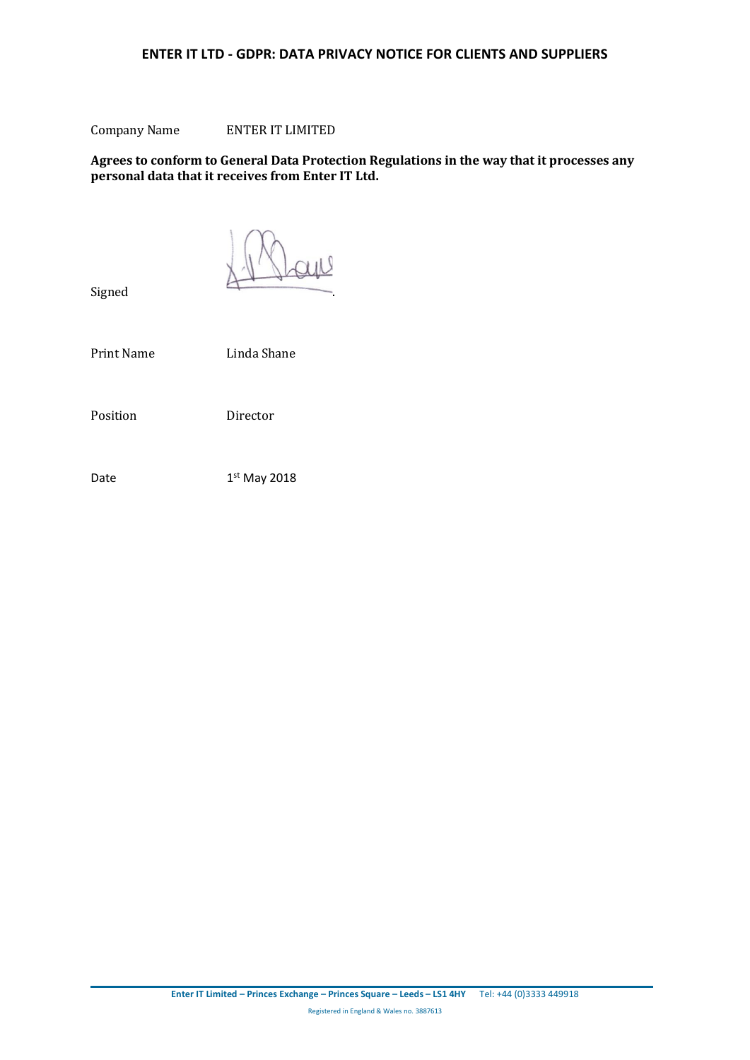## ENTER IT LTD - GDPR: DATA PRIVACY NOTICE FOR CLIENTS AND SUPPLIERS

Company Name ENTER IT LIMITED

**Agrees to conform to General Data Protection Regulations in the way that it processes any personal data that it receives from Enter IT Ltd.**

Signed

Print Name Linda Shane

Position Director

Date 1st May 2018

**Enter IT Limited – Princes Exchange – Princes Square – Leeds – LS1 4HY** Tel: +44 (0)3333 449918

Registered in England & Wales no. 3887613